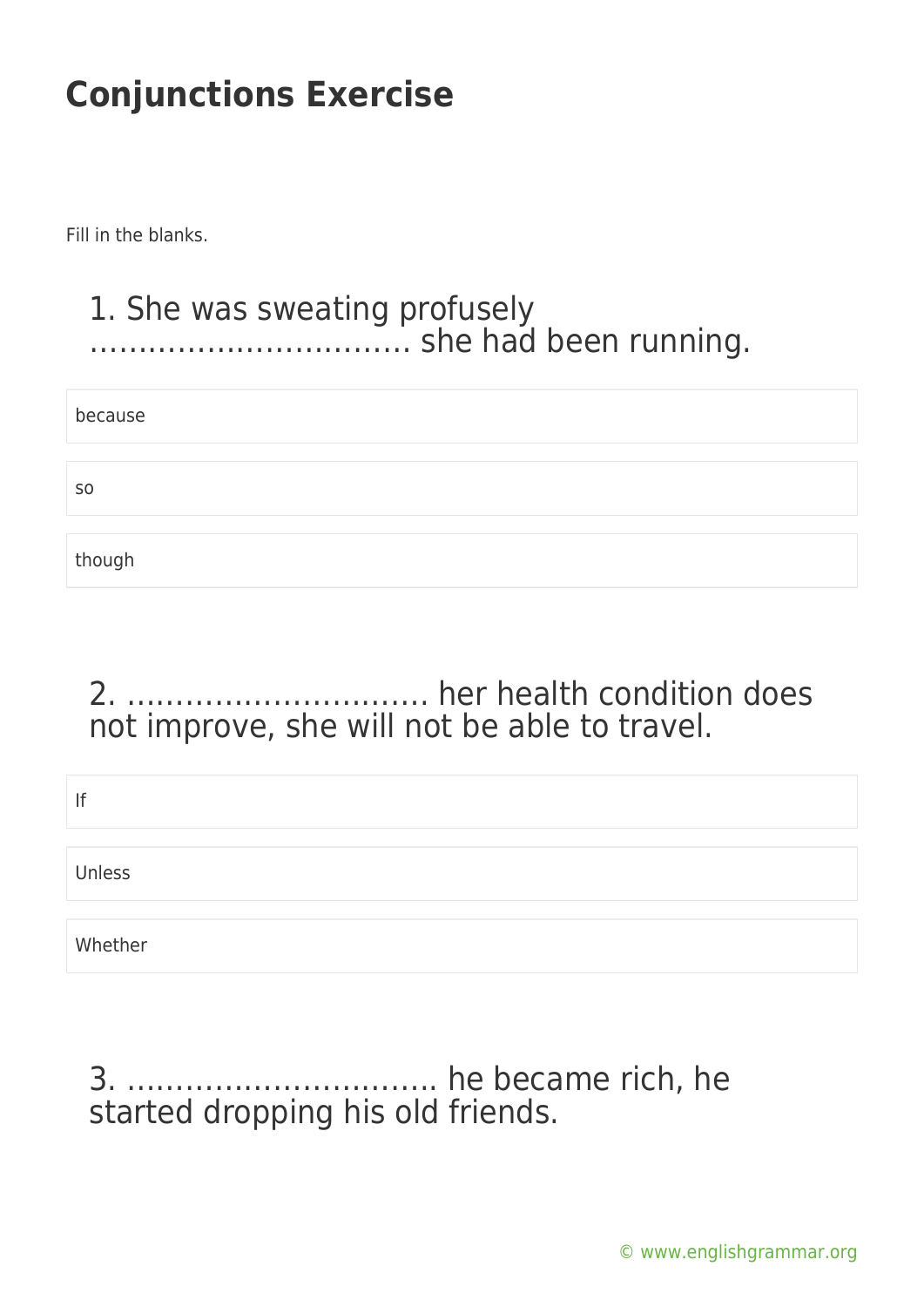# Conjunctions Exercise

Fill in the blanks.

### 1. She was sweating profusely …………………………. she had been running.

- because
- so
- though

### 2. ………………………… her health condition does not improve, she will not be able to travel.

- If
- Unless
- Whether

### 3. ………………………… he became rich, he started dropping his old friends.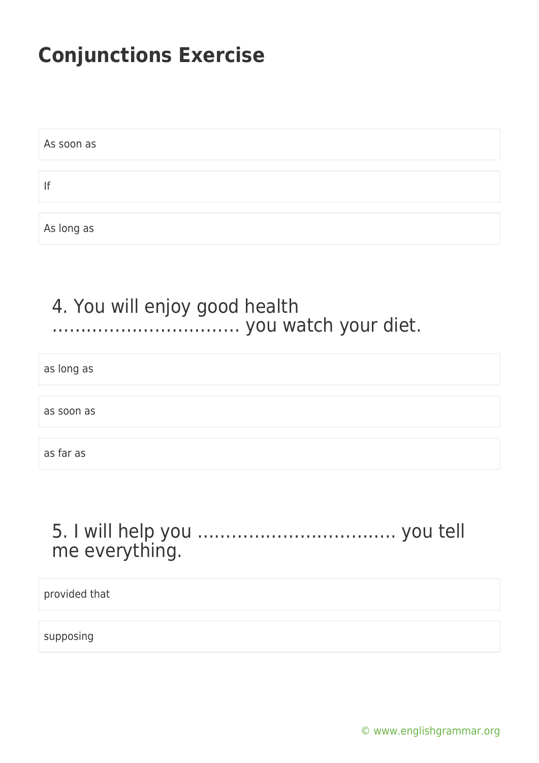# Conjunctions Exercise

As soon as

If

As long as

4. You will enjoy good health ………………………….. you watch your diet.

as long as

as soon as

as far as

5. I will help you …………………………….. you tell me everything.

provided that

supposing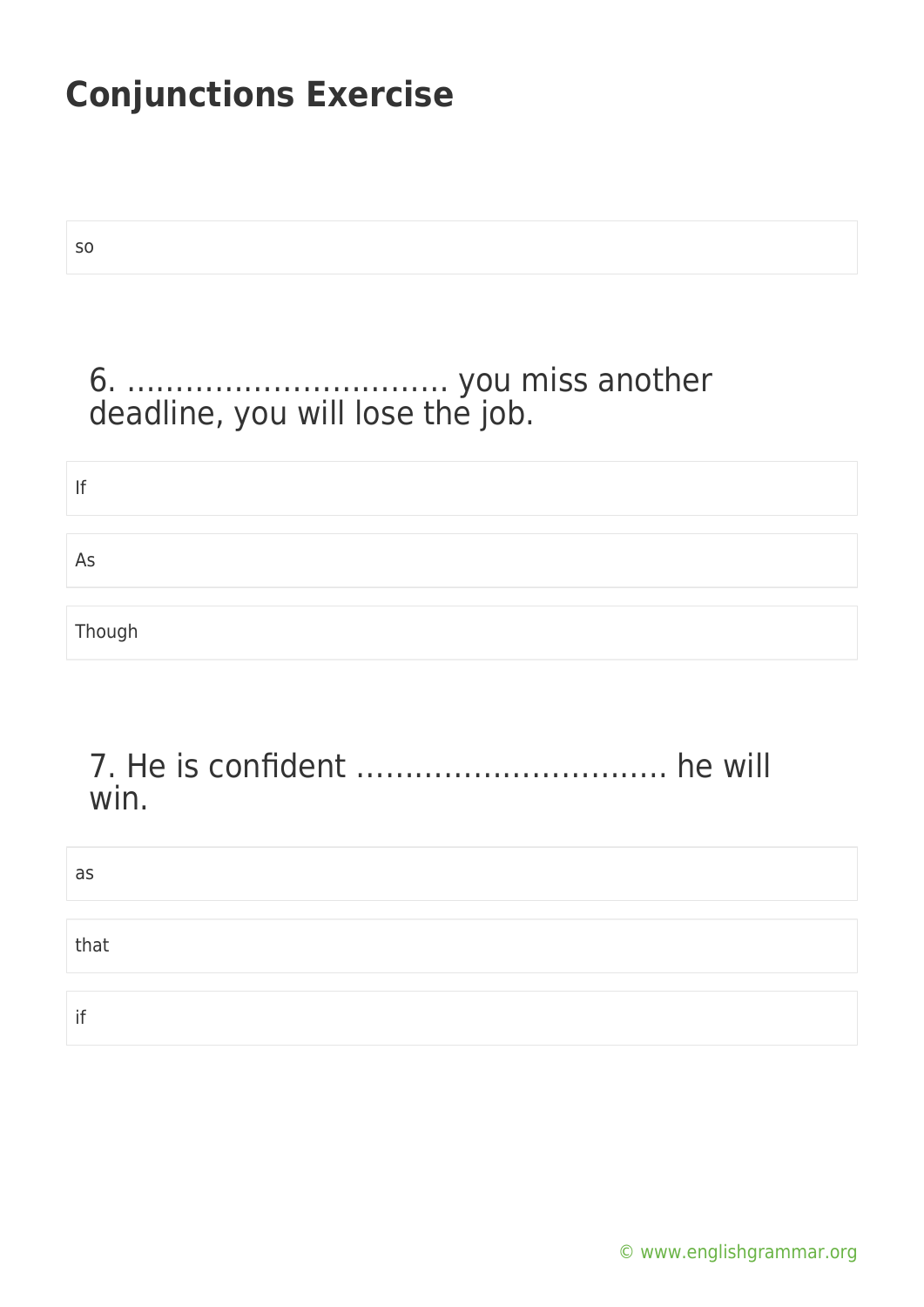## Conjunctions Exercise

so

### 6. ………………………….. you miss another deadline, you will lose the job.

If

As

Though

### 7. He is confident ………………………….. he will win.

as

that

if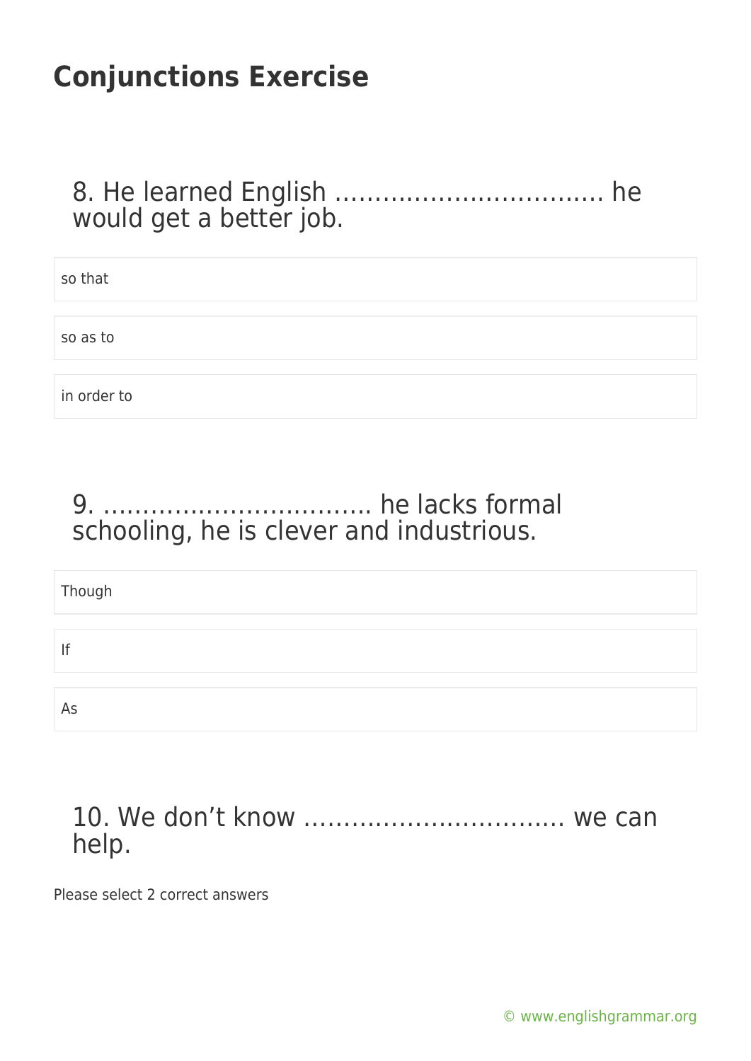# Conjunctions Exercise

## 8. He learned English ………………………….. he would get a better job.

- so that
- so as to
- in order to

## 9. ………………………….. he lacks formal schooling, he is clever and industrious.

- Though
- If
- As

## 10. We don't know ………………………….. we can help.

Please select 2 correct answers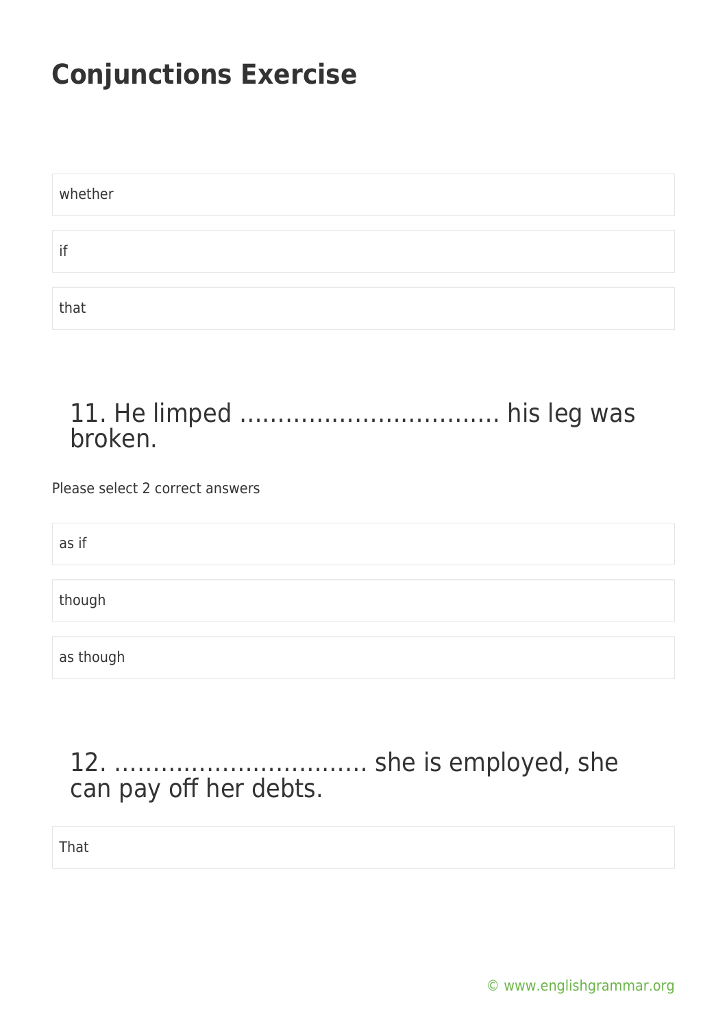# Conjunctions Exercise

whether

if

that

## 11. He limped ……………………………. his leg was broken.

Please select 2 correct answers

as if

though

as though

## 12. ……………………………. she is employed, she can pay off her debts.

That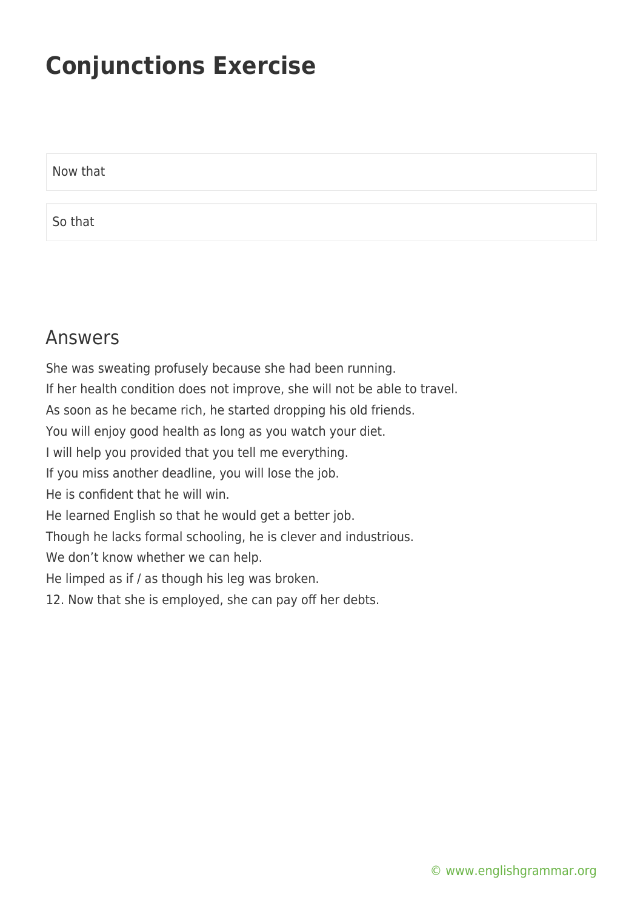# Conjunctions Exercise

| |
|---|
| Now that |
| So that |

## Answers

She was sweating profusely because she had been running.

If her health condition does not improve, she will not be able to travel.

As soon as he became rich, he started dropping his old friends.

You will enjoy good health as long as you watch your diet.

I will help you provided that you tell me everything.

If you miss another deadline, you will lose the job.

He is confident that he will win.

He learned English so that he would get a better job.

Though he lacks formal schooling, he is clever and industrious.

We don't know whether we can help.

He limped as if / as though his leg was broken.

12. Now that she is employed, she can pay off her debts.